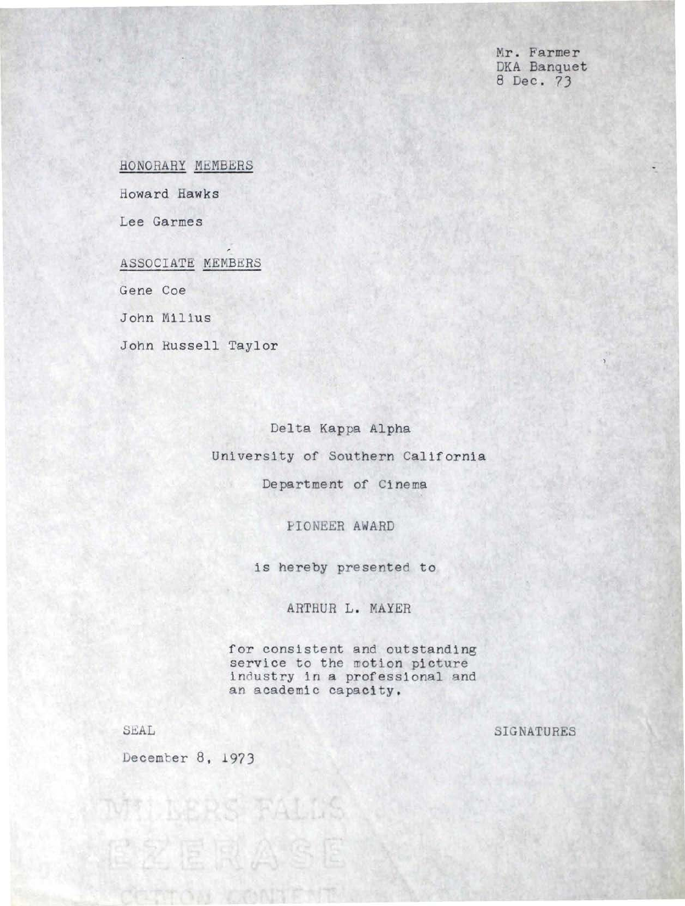Mr. Farmer
DKA Banquet
8 Dec. 73

HONORARY MEMBERS

Howard Hawks

Lee Garmes

ASSOCIATE MEMBERS

Gene Coe

John Milius

John Russell Taylor

Delta Kappa Alpha

University of Southern California

Department of Cinema

PIONEER AWARD

is hereby presented to

ARTHUR L. MAYER

for consistent and outstanding service to the motion picture industry in a professional and an academic capacity.

SEAL

SIGNATURES

December 8, 1973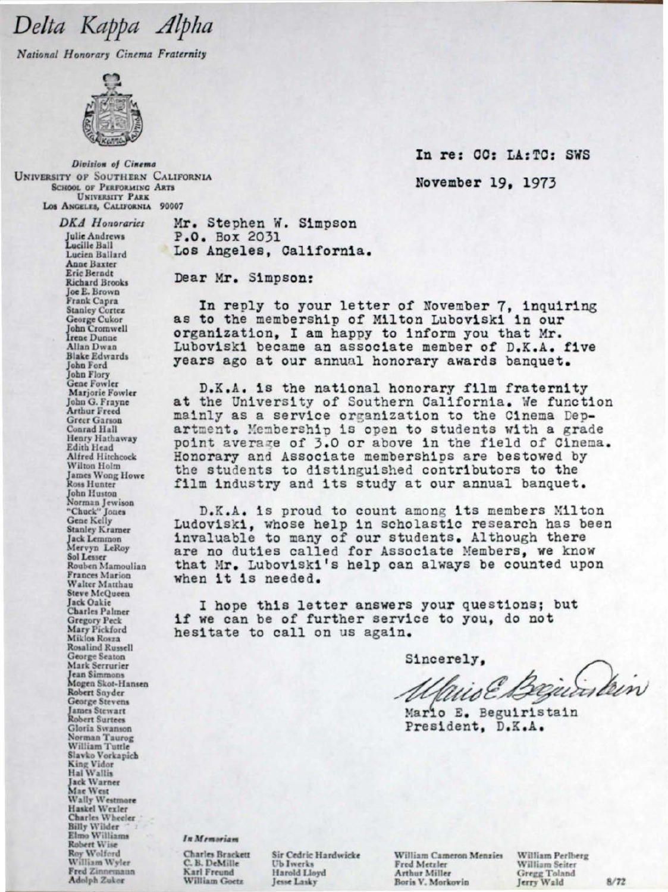# Delta Kappa Alpha

*National Honorary Cinema Fraternity*

*Division of Cinema*
UNIVERSITY OF SOUTHERN CALIFORNIA
SCHOOL OF PERFORMING ARTS
UNIVERSITY PARK
LOS ANGELES, CALIFORNIA 90007

*DKA Honoraries*

Julie Andrews
Lucille Ball
Lucien Ballard
Anne Baxter
Eric Berndt
Richard Brooks
Joe E. Brown
Frank Capra
Stanley Cortez
George Cukor
John Cromwell
Irene Dunne
Allan Dwan
Blake Edwards
John Ford
John Flory
Gene Fowler
Marjorie Fowler
John G. Frayne
Arthur Freed
Greer Garson
Conrad Hall
Henry Hathaway
Edith Head
Alfred Hitchcock
Wilton Holm
James Wong Howe
Ross Hunter
John Huston
Norman Jewison
"Chuck" Jones
Gene Kelly
Stanley Kramer
Jack Lemmon
Mervyn LeRoy
Sol Lesser
Rouben Mamoulian
Frances Marion
Walter Matthau
Steve McQueen
Jack Oakie
Charles Palmer
Gregory Peck
Mary Pickford
Miklos Rosza
Rosalind Russell
George Seaton
Mark Serrurier
Jean Simmons
Mogen Skot-Hansen
Robert Snyder
George Stevens
James Stewart
Robert Surtees
Gloria Swanson
Norman Taurog
William Tuttle
Slavko Vorkapich
King Vidor
Hal Wallis
Jack Warner
Mae West
Wally Westmore
Haskel Wexler
Charles Wheeler
Billy Wilder
Elmo Williams
Robert Wise
Roy Wolford
William Wyler
Fred Zinnemann
Adolph Zukor

In re: CC: LA:TC: SWS

November 19, 1973

Mr. Stephen W. Simpson
P.O. Box 2031
Los Angeles, California.

Dear Mr. Simpson:

In reply to your letter of November 7, inquiring as to the membership of Milton Luboviski in our organization, I am happy to inform you that Mr. Luboviski became an associate member of D.K.A. five years ago at our annual honorary awards banquet.

D.K.A. is the national honorary film fraternity at the University of Southern California. We function mainly as a service organization to the Cinema Department. Membership is open to students with a grade point average of 3.0 or above in the field of Cinema. Honorary and Associate memberships are bestowed by the students to distinguished contributors to the film industry and its study at our annual banquet.

D.K.A. is proud to count among its members Milton Ludoviski, whose help in scholastic research has been invaluable to many of our students. Although there are no duties called for Associate Members, we know that Mr. Luboviski's help can always be counted upon when it is needed.

I hope this letter answers your questions; but if we can be of further service to you, do not hesitate to call on us again.

Sincerely,

Mario E. Beguiristain

Mario E. Beguiristain
President, D.K.A.

*In Memoriam*

Charles Brackett
C. B. DeMille
Karl Freund
William Goetz
Sir Cedric Hardwicke
Ub Iwerks
Harold Lloyd
Jesse Lasky
William Cameron Menzies
Fred Metzler
Arthur Miller
Boris V. Morkovin
William Perlberg
William Seiter
Gregg Toland
Jerry Wald

8/72